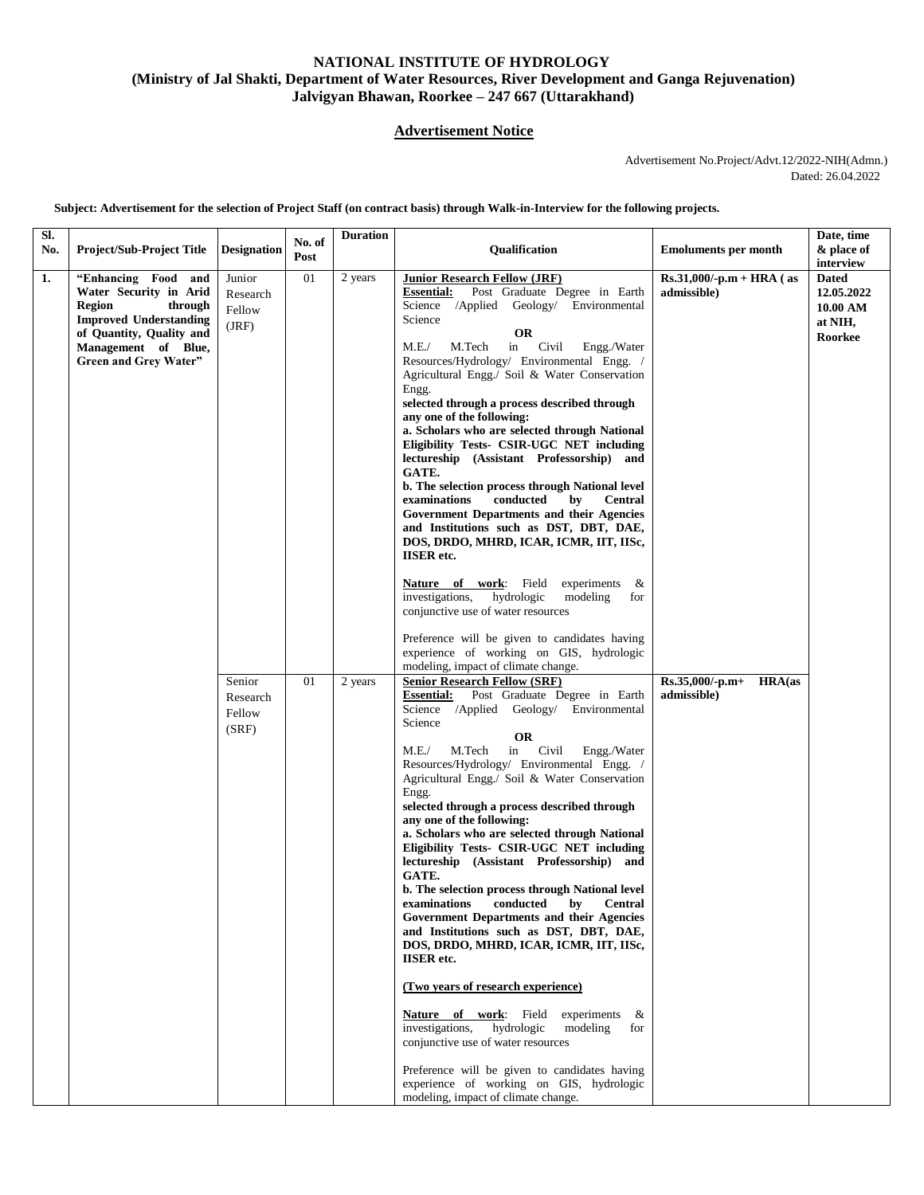**NATIONAL INSTITUTE OF HYDROLOGY**
**(Ministry of Jal Shakti, Department of Water Resources, River Development and Ganga Rejuvenation)**
**Jalvigyan Bhawan, Roorkee – 247 667 (Uttarakhand)**

## Advertisement Notice

Advertisement No.Project/Advt.12/2022-NIH(Admn.)
Dated: 26.04.2022

**Subject: Advertisement for the selection of Project Staff (on contract basis) through Walk-in-Interview for the following projects.**

| Sl. No. | Project/Sub-Project Title | Designation | No. of Post | Duration | Qualification | Emoluments per month | Date, time & place of interview |
|---|---|---|---|---|---|---|---|
| **1.** | **"Enhancing Food and Water Security in Arid Region through Improved Understanding of Quantity, Quality and Management of Blue, Green and Grey Water"** | Junior Research Fellow (JRF) | 01 | 2 years | **Junior Research Fellow (JRF)**<br>**Essential:** Post Graduate Degree in Earth Science /Applied Geology/ Environmental Science<br>**OR**<br>M.E./ M.Tech in Civil Engg./Water Resources/Hydrology/ Environmental Engg. / Agricultural Engg./ Soil & Water Conservation Engg.<br>**selected through a process described through any one of the following:**<br>**a. Scholars who are selected through National Eligibility Tests- CSIR-UGC NET including lectureship (Assistant Professorship) and GATE.**<br>**b. The selection process through National level examinations conducted by Central Government Departments and their Agencies and Institutions such as DST, DBT, DAE, DOS, DRDO, MHRD, ICAR, ICMR, IIT, IISc, IISER etc.**<br><br>**Nature of work**: Field experiments & investigations, hydrologic modeling for conjunctive use of water resources<br><br>Preference will be given to candidates having experience of working on GIS, hydrologic modeling, impact of climate change. | **Rs.31,000/-p.m + HRA ( as admissible)** | **Dated 12.05.2022 10.00 AM at NIH, Roorkee** |
| | | Senior Research Fellow (SRF) | 01 | 2 years | **Senior Research Fellow (SRF)**<br>**Essential:** Post Graduate Degree in Earth Science /Applied Geology/ Environmental Science<br>**OR**<br>M.E./ M.Tech in Civil Engg./Water Resources/Hydrology/ Environmental Engg. / Agricultural Engg./ Soil & Water Conservation Engg.<br>**selected through a process described through any one of the following:**<br>**a. Scholars who are selected through National Eligibility Tests- CSIR-UGC NET including lectureship (Assistant Professorship) and GATE.**<br>**b. The selection process through National level examinations conducted by Central Government Departments and their Agencies and Institutions such as DST, DBT, DAE, DOS, DRDO, MHRD, ICAR, ICMR, IIT, IISc, IISER etc.**<br><br>**(Two years of research experience)**<br><br>**Nature of work**: Field experiments & investigations, hydrologic modeling for conjunctive use of water resources<br><br>Preference will be given to candidates having experience of working on GIS, hydrologic modeling, impact of climate change. | **Rs.35,000/-p.m+ HRA(as admissible)** | |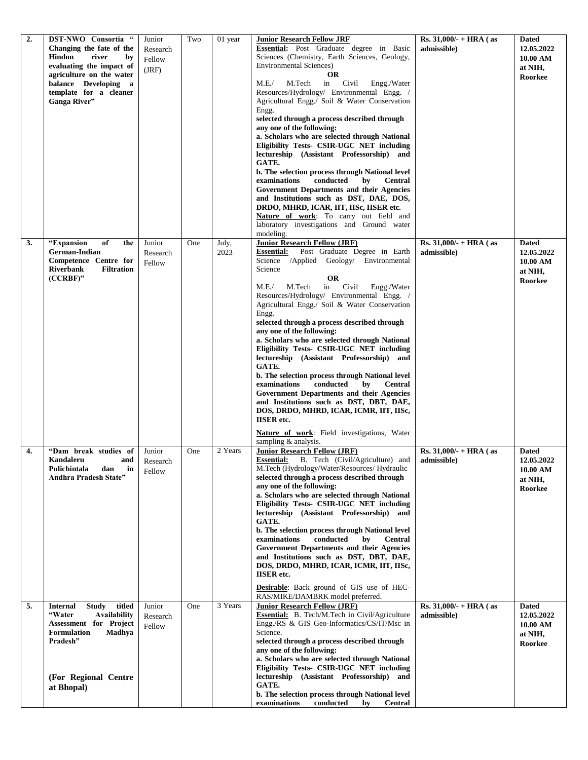| 2. | **DST-NWO Consortia " Changing the fate of the Hindon river by evaluating the impact of agriculture on the water balance Developing a template for a cleaner Ganga River"** | Junior Research Fellow (JRF) | Two | 01 year | **<u>Junior Research Fellow JRF</u>**<br>**<u>Essential:</u>** Post Graduate degree in Basic Sciences (Chemistry, Earth Sciences, Geology, Environmental Sciences)<br>**OR**<br>M.E./ M.Tech in Civil Engg./Water Resources/Hydrology/ Environmental Engg. / Agricultural Engg./ Soil & Water Conservation Engg.<br>**selected through a process described through any one of the following:**<br>**a. Scholars who are selected through National Eligibility Tests- CSIR-UGC NET including lectureship (Assistant Professorship) and GATE.**<br>**b. The selection process through National level examinations conducted by Central Government Departments and their Agencies and Institutions such as DST, DAE, DOS, DRDO, MHRD, ICAR, IIT, IISc, IISER etc.**<br>**<u>Nature of work</u>**: To carry out field and laboratory investigations and Ground water modeling. | **Rs. 31,000/- + HRA ( as admissible)** | **Dated 12.05.2022 10.00 AM at NIH, Roorkee** |
|---|---|---|---|---|---|---|---|
| 3. | **"Expansion of the German-Indian Competence Centre for Riverbank Filtration (CCRBF)"** | Junior Research Fellow | One | July, 2023 | **<u>Junior Research Fellow (JRF)</u>**<br>**<u>Essential:</u>** Post Graduate Degree in Earth Science /Applied Geology/ Environmental Science<br>**OR**<br>M.E./ M.Tech in Civil Engg./Water Resources/Hydrology/ Environmental Engg. / Agricultural Engg./ Soil & Water Conservation Engg.<br>**selected through a process described through any one of the following:**<br>**a. Scholars who are selected through National Eligibility Tests- CSIR-UGC NET including lectureship (Assistant Professorship) and GATE.**<br>**b. The selection process through National level examinations conducted by Central Government Departments and their Agencies and Institutions such as DST, DBT, DAE, DOS, DRDO, MHRD, ICAR, ICMR, IIT, IISc, IISER etc.**<br>**<u>Nature of work</u>**: Field investigations, Water sampling & analysis. | **Rs. 31,000/- + HRA ( as admissible)** | **Dated 12.05.2022 10.00 AM at NIH, Roorkee** |
| 4. | **"Dam break studies of Kandaleru and Pulichintala dan in Andhra Pradesh State"** | Junior Research Fellow | One | 2 Years | **<u>Junior Research Fellow (JRF)</u>**<br>**<u>Essential:</u>** B. Tech (Civil/Agriculture) and M.Tech (Hydrology/Water/Resources/ Hydraulic<br>**selected through a process described through any one of the following:**<br>**a. Scholars who are selected through National Eligibility Tests- CSIR-UGC NET including lectureship (Assistant Professorship) and GATE.**<br>**b. The selection process through National level examinations conducted by Central Government Departments and their Agencies and Institutions such as DST, DBT, DAE, DOS, DRDO, MHRD, ICAR, ICMR, IIT, IISc, IISER etc.**<br>**<u>Desirable</u>**: Back ground of GIS use of HEC-RAS/MIKE/DAMBRK model preferred. | **Rs. 31,000/- + HRA ( as admissible)** | **Dated 12.05.2022 10.00 AM at NIH, Roorkee** |
| 5. | **Internal Study titled "Water Availability Assessment for Project Formulation Madhya Pradesh"**<br><br>**(For Regional Centre at Bhopal)** | Junior Research Fellow | One | 3 Years | **<u>Junior Research Fellow (JRF)</u>**<br>**<u>Essential:</u>** B. Tech/M.Tech in Civil/Agriculture Engg./RS & GIS Geo-Informatics/CS/IT/Msc in Science.<br>**selected through a process described through any one of the following:**<br>**a. Scholars who are selected through National Eligibility Tests- CSIR-UGC NET including lectureship (Assistant Professorship) and GATE.**<br>**b. The selection process through National level examinations conducted by Central** | **Rs. 31,000/- + HRA ( as admissible)** | **Dated 12.05.2022 10.00 AM at NIH, Roorkee** |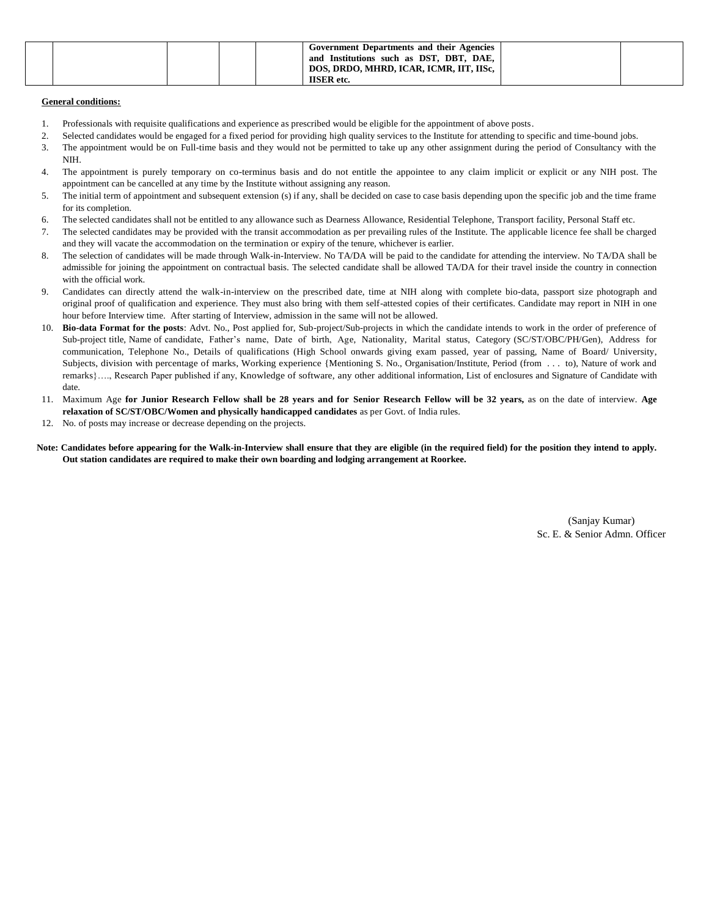| | | | | | | | |
|---|---|---|---|---|---|---|---|
| | | | | | **Government Departments and their Agencies and Institutions such as DST, DBT, DAE, DOS, DRDO, MHRD, ICAR, ICMR, IIT, IISc, IISER etc.** | | |

**General conditions:**

1. Professionals with requisite qualifications and experience as prescribed would be eligible for the appointment of above posts.
2. Selected candidates would be engaged for a fixed period for providing high quality services to the Institute for attending to specific and time-bound jobs.
3. The appointment would be on Full-time basis and they would not be permitted to take up any other assignment during the period of Consultancy with the NIH.
4. The appointment is purely temporary on co-terminus basis and do not entitle the appointee to any claim implicit or explicit or any NIH post. The appointment can be cancelled at any time by the Institute without assigning any reason.
5. The initial term of appointment and subsequent extension (s) if any, shall be decided on case to case basis depending upon the specific job and the time frame for its completion.
6. The selected candidates shall not be entitled to any allowance such as Dearness Allowance, Residential Telephone, Transport facility, Personal Staff etc.
7. The selected candidates may be provided with the transit accommodation as per prevailing rules of the Institute. The applicable licence fee shall be charged and they will vacate the accommodation on the termination or expiry of the tenure, whichever is earlier.
8. The selection of candidates will be made through Walk-in-Interview. No TA/DA will be paid to the candidate for attending the interview. No TA/DA shall be admissible for joining the appointment on contractual basis. The selected candidate shall be allowed TA/DA for their travel inside the country in connection with the official work.
9. Candidates can directly attend the walk-in-interview on the prescribed date, time at NIH along with complete bio-data, passport size photograph and original proof of qualification and experience. They must also bring with them self-attested copies of their certificates. Candidate may report in NIH in one hour before Interview time. After starting of Interview, admission in the same will not be allowed.
10. **Bio-data Format for the posts**: Advt. No., Post applied for, Sub-project/Sub-projects in which the candidate intends to work in the order of preference of Sub-project title, Name of candidate, Father's name, Date of birth, Age, Nationality, Marital status, Category (SC/ST/OBC/PH/Gen), Address for communication, Telephone No., Details of qualifications (High School onwards giving exam passed, year of passing, Name of Board/ University, Subjects, division with percentage of marks, Working experience {Mentioning S. No., Organisation/Institute, Period (from . . . to), Nature of work and remarks}…., Research Paper published if any, Knowledge of software, any other additional information, List of enclosures and Signature of Candidate with date.
11. Maximum Age **for Junior Research Fellow shall be 28 years and for Senior Research Fellow will be 32 years,** as on the date of interview. **Age relaxation of SC/ST/OBC/Women and physically handicapped candidates** as per Govt. of India rules.
12. No. of posts may increase or decrease depending on the projects.

**Note: Candidates before appearing for the Walk-in-Interview shall ensure that they are eligible (in the required field) for the position they intend to apply. Out station candidates are required to make their own boarding and lodging arrangement at Roorkee.**

(Sanjay Kumar)
Sc. E. & Senior Admn. Officer